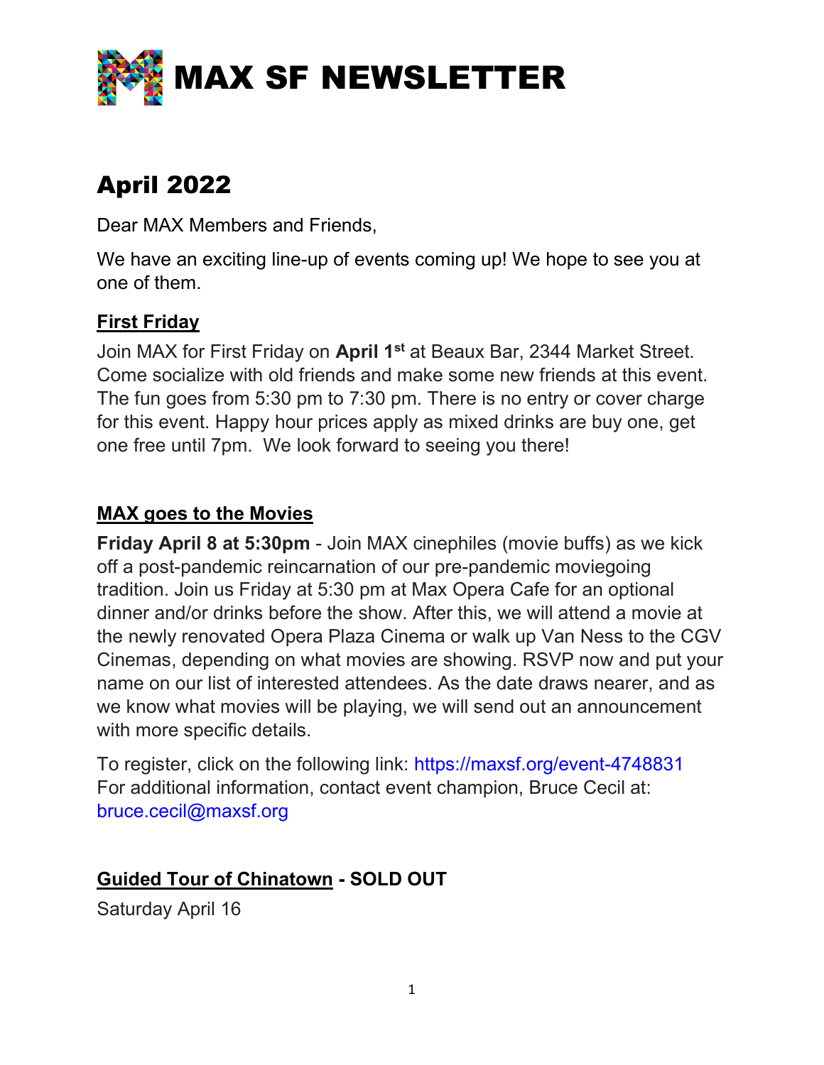# MAX SF NEWSLETTER

## April 2022

Dear MAX Members and Friends,

We have an exciting line-up of events coming up! We hope to see you at one of them.

### First Friday

Join MAX for First Friday on **April 1st** at Beaux Bar, 2344 Market Street. Come socialize with old friends and make some new friends at this event. The fun goes from 5:30 pm to 7:30 pm. There is no entry or cover charge for this event. Happy hour prices apply as mixed drinks are buy one, get one free until 7pm. We look forward to seeing you there!

### MAX goes to the Movies

**Friday April 8 at 5:30pm** - Join MAX cinephiles (movie buffs) as we kick off a post-pandemic reincarnation of our pre-pandemic moviegoing tradition. Join us Friday at 5:30 pm at Max Opera Cafe for an optional dinner and/or drinks before the show. After this, we will attend a movie at the newly renovated Opera Plaza Cinema or walk up Van Ness to the CGV Cinemas, depending on what movies are showing. RSVP now and put your name on our list of interested attendees. As the date draws nearer, and as we know what movies will be playing, we will send out an announcement with more specific details.

To register, click on the following link: https://maxsf.org/event-4748831
For additional information, contact event champion, Bruce Cecil at: bruce.cecil@maxsf.org

### Guided Tour of Chinatown - SOLD OUT

Saturday April 16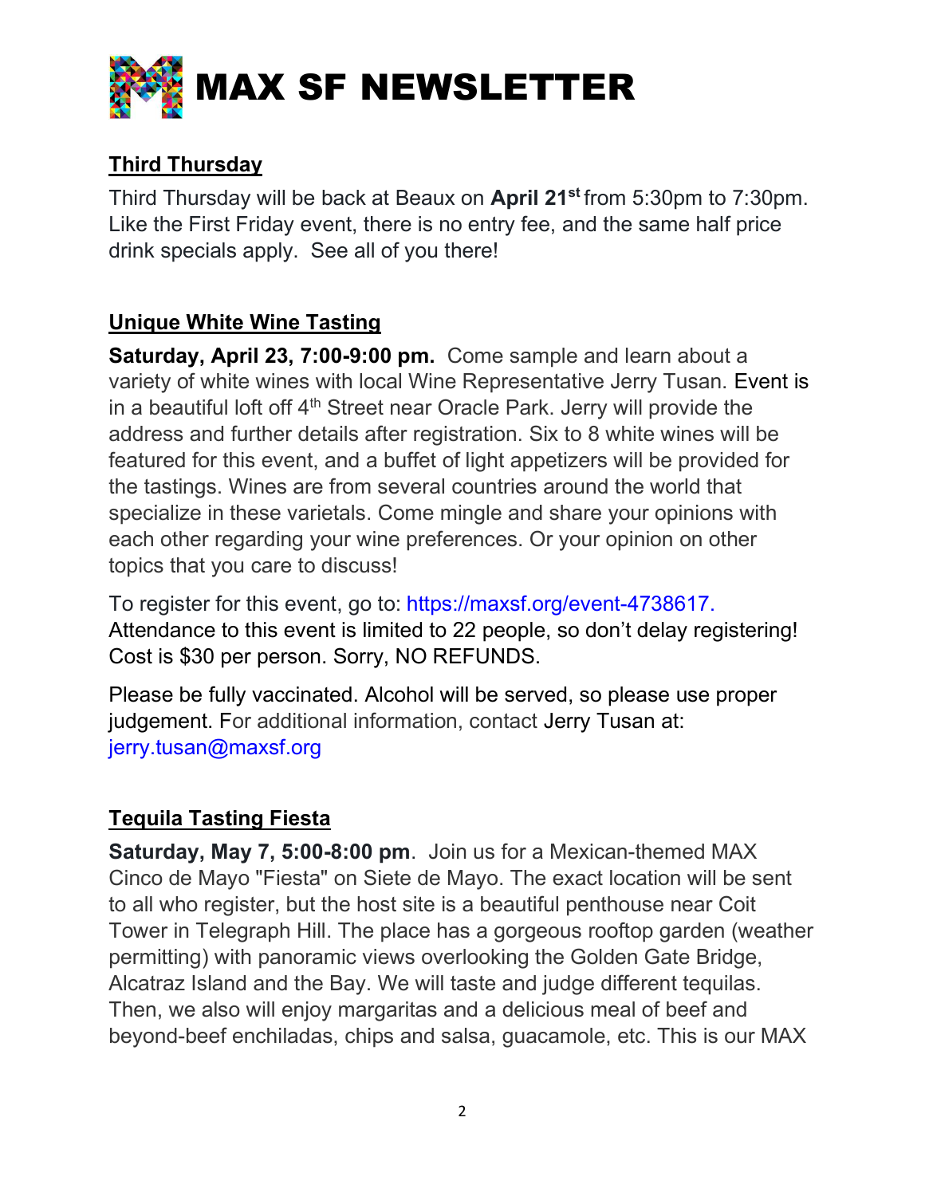# MAX SF NEWSLETTER

## Third Thursday

Third Thursday will be back at Beaux on **April 21st** from 5:30pm to 7:30pm. Like the First Friday event, there is no entry fee, and the same half price drink specials apply. See all of you there!

## Unique White Wine Tasting

**Saturday, April 23, 7:00-9:00 pm.** Come sample and learn about a variety of white wines with local Wine Representative Jerry Tusan. Event is in a beautiful loft off 4th Street near Oracle Park. Jerry will provide the address and further details after registration. Six to 8 white wines will be featured for this event, and a buffet of light appetizers will be provided for the tastings. Wines are from several countries around the world that specialize in these varietals. Come mingle and share your opinions with each other regarding your wine preferences. Or your opinion on other topics that you care to discuss!

To register for this event, go to: https://maxsf.org/event-4738617. Attendance to this event is limited to 22 people, so don't delay registering! Cost is $30 per person. Sorry, NO REFUNDS.

Please be fully vaccinated. Alcohol will be served, so please use proper judgement. For additional information, contact Jerry Tusan at: jerry.tusan@maxsf.org

## Tequila Tasting Fiesta

**Saturday, May 7, 5:00-8:00 pm**. Join us for a Mexican-themed MAX Cinco de Mayo "Fiesta" on Siete de Mayo. The exact location will be sent to all who register, but the host site is a beautiful penthouse near Coit Tower in Telegraph Hill. The place has a gorgeous rooftop garden (weather permitting) with panoramic views overlooking the Golden Gate Bridge, Alcatraz Island and the Bay. We will taste and judge different tequilas. Then, we also will enjoy margaritas and a delicious meal of beef and beyond-beef enchiladas, chips and salsa, guacamole, etc. This is our MAX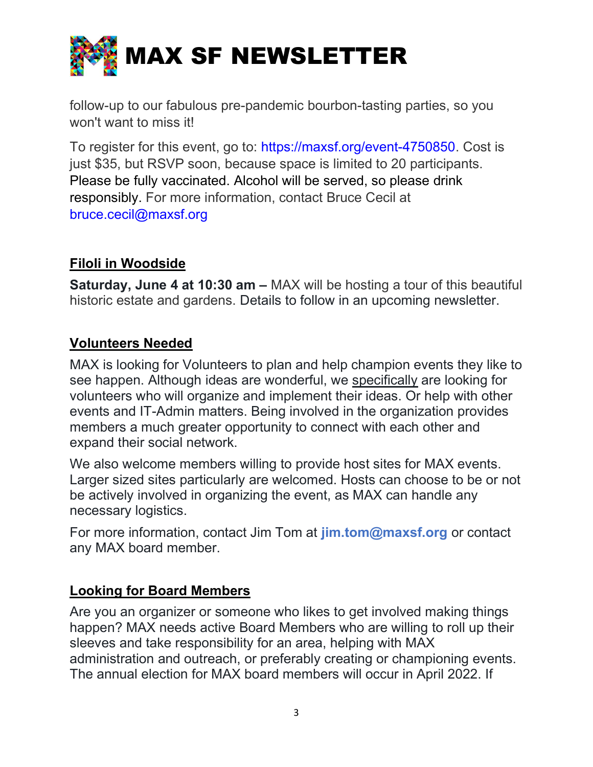follow-up to our fabulous pre-pandemic bourbon-tasting parties, so you won't want to miss it!

To register for this event, go to: https://maxsf.org/event-4750850. Cost is just $35, but RSVP soon, because space is limited to 20 participants. Please be fully vaccinated. Alcohol will be served, so please drink responsibly. For more information, contact Bruce Cecil at bruce.cecil@maxsf.org

## Filoli in Woodside

**Saturday, June 4 at 10:30 am –** MAX will be hosting a tour of this beautiful historic estate and gardens. Details to follow in an upcoming newsletter.

## Volunteers Needed

MAX is looking for Volunteers to plan and help champion events they like to see happen. Although ideas are wonderful, we specifically are looking for volunteers who will organize and implement their ideas. Or help with other events and IT-Admin matters. Being involved in the organization provides members a much greater opportunity to connect with each other and expand their social network.

We also welcome members willing to provide host sites for MAX events. Larger sized sites particularly are welcomed. Hosts can choose to be or not be actively involved in organizing the event, as MAX can handle any necessary logistics.

For more information, contact Jim Tom at **jim.tom@maxsf.org** or contact any MAX board member.

## Looking for Board Members

Are you an organizer or someone who likes to get involved making things happen? MAX needs active Board Members who are willing to roll up their sleeves and take responsibility for an area, helping with MAX administration and outreach, or preferably creating or championing events. The annual election for MAX board members will occur in April 2022. If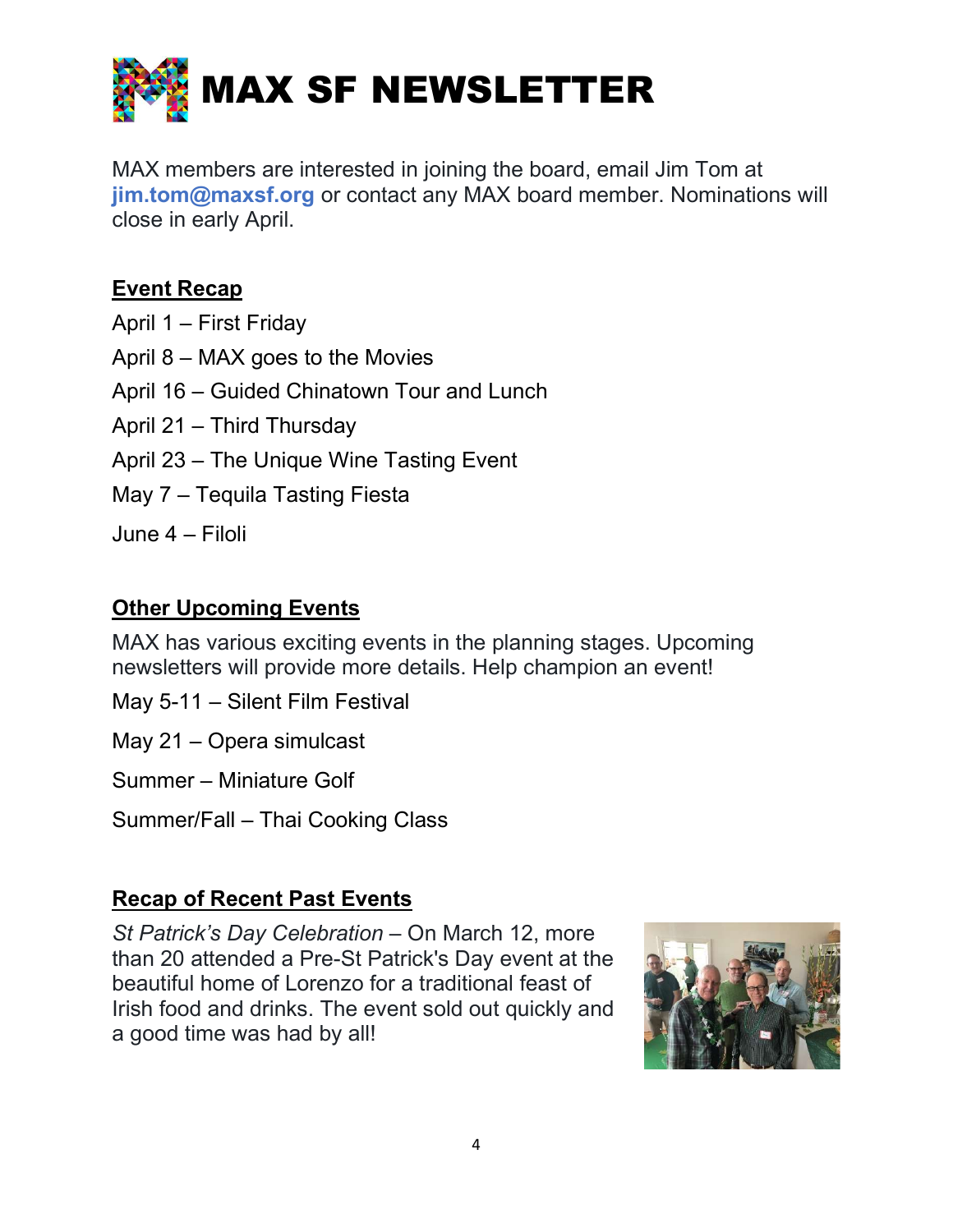# MAX SF NEWSLETTER

MAX members are interested in joining the board, email Jim Tom at **jim.tom@maxsf.org** or contact any MAX board member. Nominations will close in early April.

## Event Recap

April 1 – First Friday

April 8 – MAX goes to the Movies

April 16 – Guided Chinatown Tour and Lunch

April 21 – Third Thursday

April 23 – The Unique Wine Tasting Event

May 7 – Tequila Tasting Fiesta

June 4 – Filoli

## Other Upcoming Events

MAX has various exciting events in the planning stages. Upcoming newsletters will provide more details. Help champion an event!

May 5-11 – Silent Film Festival

May 21 – Opera simulcast

Summer – Miniature Golf

Summer/Fall – Thai Cooking Class

## Recap of Recent Past Events

*St Patrick's Day Celebration* – On March 12, more than 20 attended a Pre-St Patrick's Day event at the beautiful home of Lorenzo for a traditional feast of Irish food and drinks. The event sold out quickly and a good time was had by all!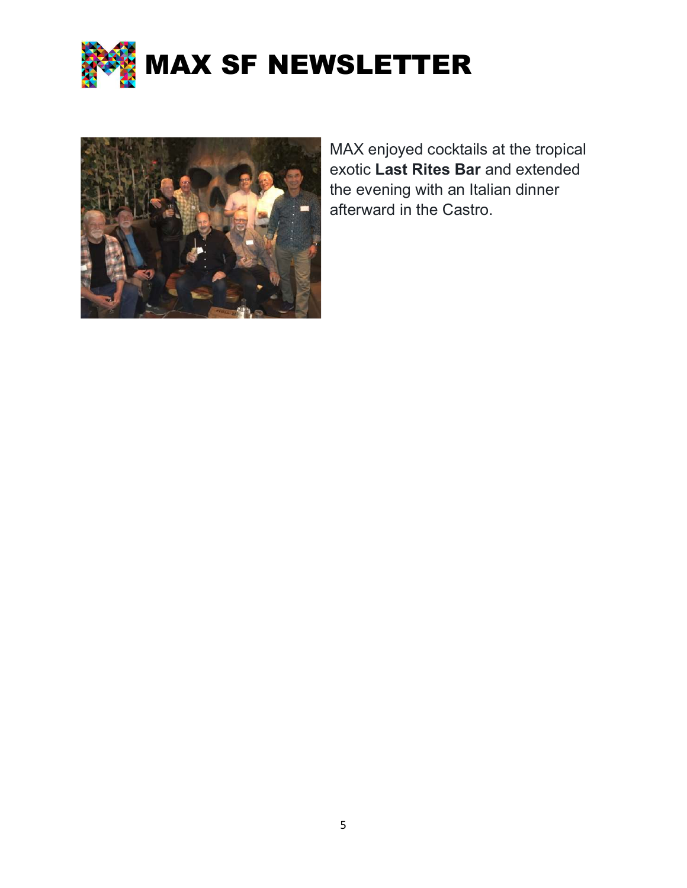# MAX SF NEWSLETTER

MAX enjoyed cocktails at the tropical exotic **Last Rites Bar** and extended the evening with an Italian dinner afterward in the Castro.